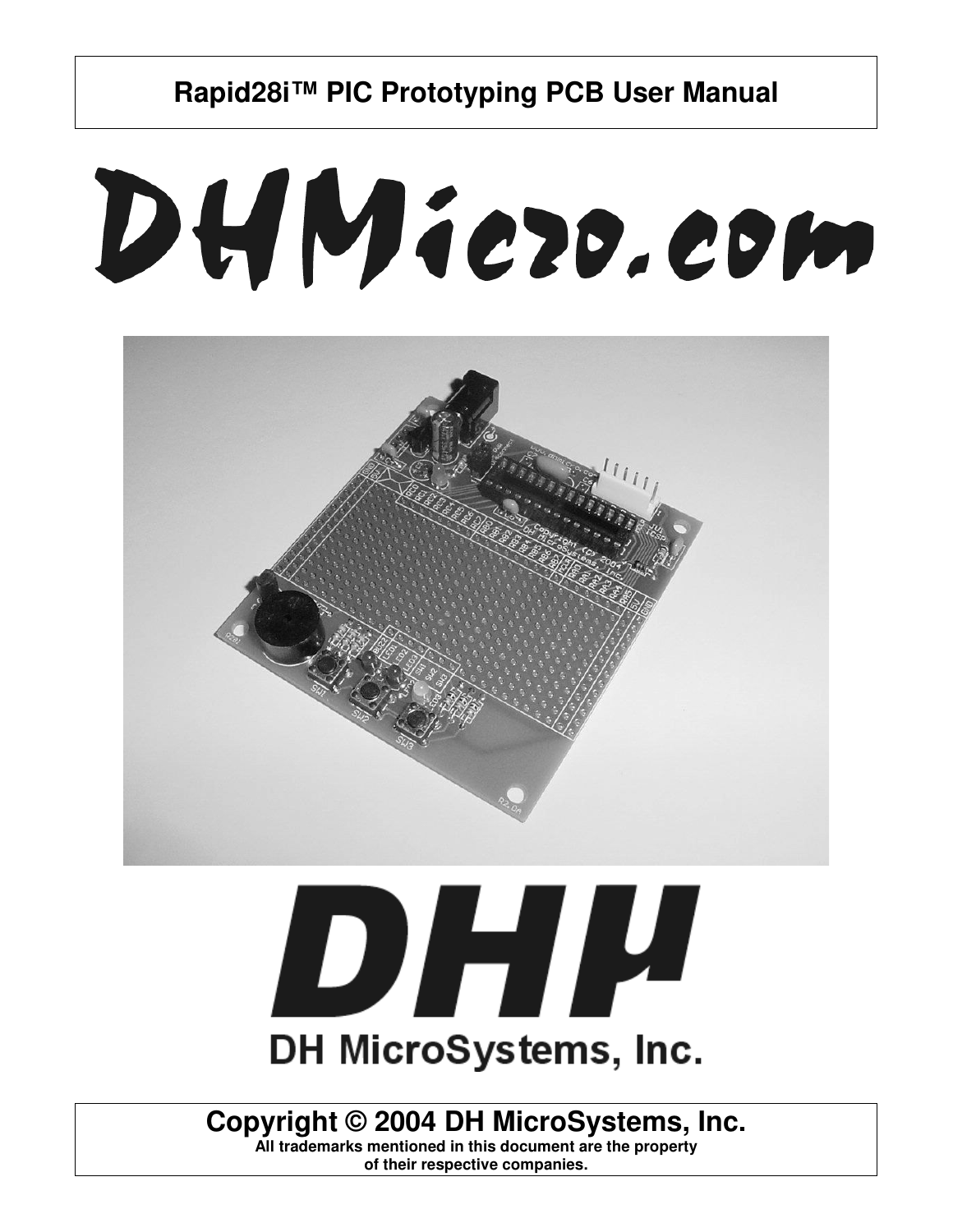# Rapid28i™ PIC Prototyping PCB User Manual

DHMicro.com

DHμ

DH MicroSystems, Inc.

**Copyright © 2004 DH MicroSystems, Inc.**

**All trademarks mentioned in this document are the property of their respective companies.**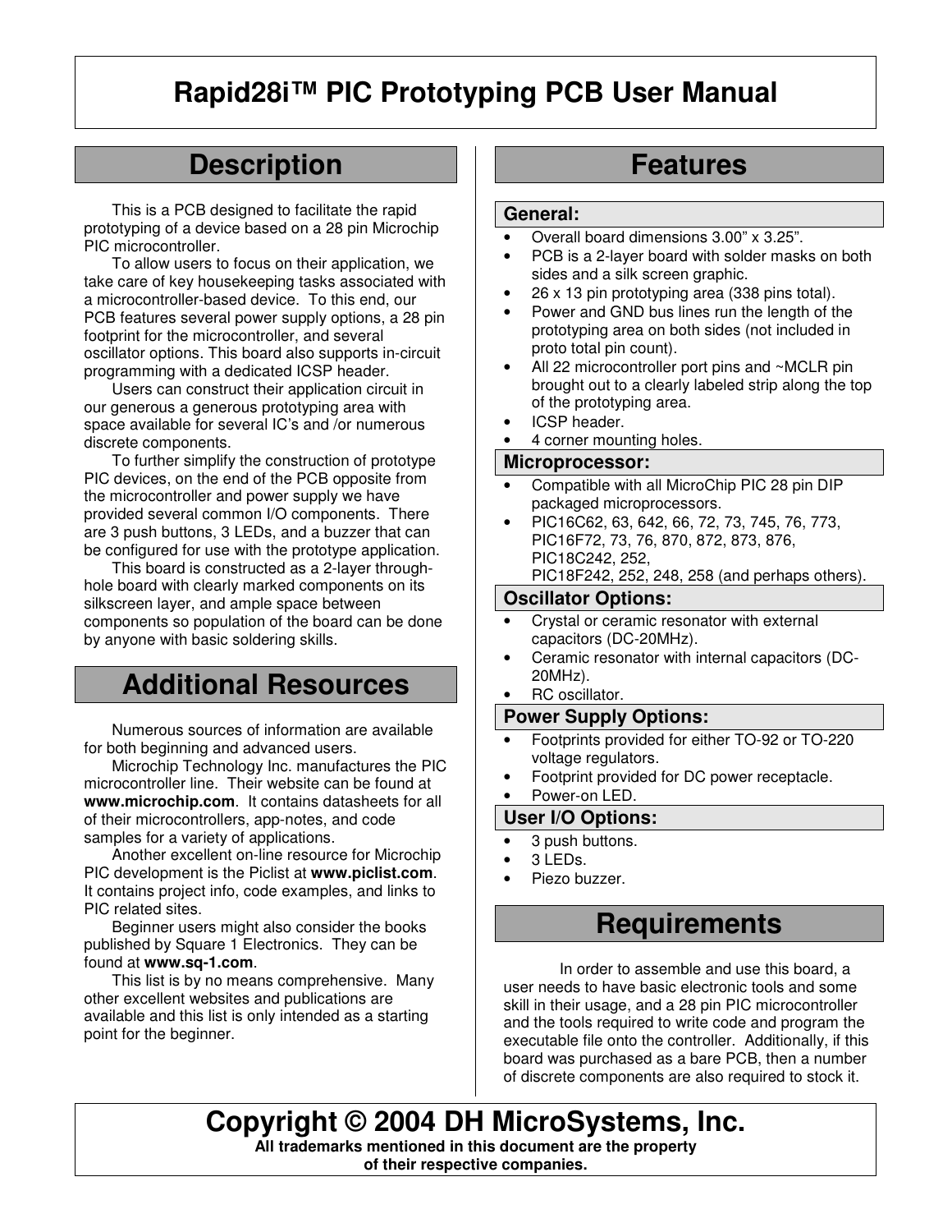# Rapid28i™ PIC Prototyping PCB User Manual

## Description

This is a PCB designed to facilitate the rapid prototyping of a device based on a 28 pin Microchip PIC microcontroller.

To allow users to focus on their application, we take care of key housekeeping tasks associated with a microcontroller-based device. To this end, our PCB features several power supply options, a 28 pin footprint for the microcontroller, and several oscillator options. This board also supports in-circuit programming with a dedicated ICSP header.

Users can construct their application circuit in our generous a generous prototyping area with space available for several IC's and /or numerous discrete components.

To further simplify the construction of prototype PIC devices, on the end of the PCB opposite from the microcontroller and power supply we have provided several common I/O components. There are 3 push buttons, 3 LEDs, and a buzzer that can be configured for use with the prototype application.

This board is constructed as a 2-layer through-hole board with clearly marked components on its silkscreen layer, and ample space between components so population of the board can be done by anyone with basic soldering skills.

## Additional Resources

Numerous sources of information are available for both beginning and advanced users.

Microchip Technology Inc. manufactures the PIC microcontroller line. Their website can be found at **www.microchip.com**. It contains datasheets for all of their microcontrollers, app-notes, and code samples for a variety of applications.

Another excellent on-line resource for Microchip PIC development is the Piclist at **www.piclist.com**. It contains project info, code examples, and links to PIC related sites.

Beginner users might also consider the books published by Square 1 Electronics. They can be found at **www.sq-1.com**.

This list is by no means comprehensive. Many other excellent websites and publications are available and this list is only intended as a starting point for the beginner.

## Features

### General:

- Overall board dimensions 3.00" x 3.25".
- PCB is a 2-layer board with solder masks on both sides and a silk screen graphic.
- 26 x 13 pin prototyping area (338 pins total).
- Power and GND bus lines run the length of the prototyping area on both sides (not included in proto total pin count).
- All 22 microcontroller port pins and ~MCLR pin brought out to a clearly labeled strip along the top of the prototyping area.
- ICSP header.
- 4 corner mounting holes.

### Microprocessor:

- Compatible with all MicroChip PIC 28 pin DIP packaged microprocessors.
- PIC16C62, 63, 642, 66, 72, 73, 745, 76, 773, PIC16F72, 73, 76, 870, 872, 873, 876, PIC18C242, 252, PIC18F242, 252, 248, 258 (and perhaps others).

### Oscillator Options:

- Crystal or ceramic resonator with external capacitors (DC-20MHz).
- Ceramic resonator with internal capacitors (DC-20MHz).
- RC oscillator.

### Power Supply Options:

- Footprints provided for either TO-92 or TO-220 voltage regulators.
- Footprint provided for DC power receptacle.
- Power-on LED.

### User I/O Options:

- 3 push buttons.
- 3 LEDs.
- Piezo buzzer.

## Requirements

In order to assemble and use this board, a user needs to have basic electronic tools and some skill in their usage, and a 28 pin PIC microcontroller and the tools required to write code and program the executable file onto the controller. Additionally, if this board was purchased as a bare PCB, then a number of discrete components are also required to stock it.

**Copyright © 2004 DH MicroSystems, Inc.**

**All trademarks mentioned in this document are the property of their respective companies.**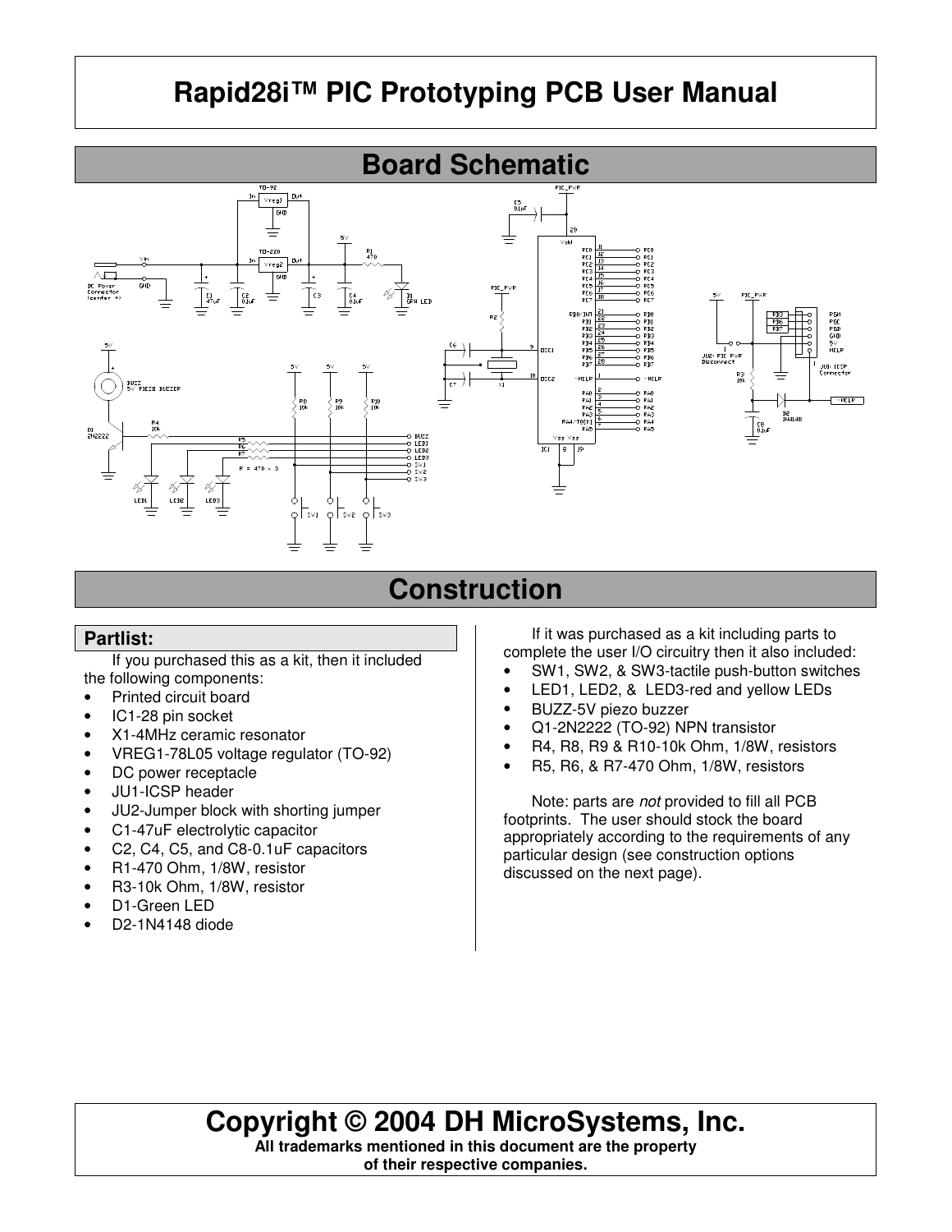# Rapid28i™ PIC Prototyping PCB User Manual

## Board Schematic

## Construction

### Partlist:

If you purchased this as a kit, then it included the following components:

- Printed circuit board
- IC1-28 pin socket
- X1-4MHz ceramic resonator
- VREG1-78L05 voltage regulator (TO-92)
- DC power receptacle
- JU1-ICSP header
- JU2-Jumper block with shorting jumper
- C1-47uF electrolytic capacitor
- C2, C4, C5, and C8-0.1uF capacitors
- R1-470 Ohm, 1/8W, resistor
- R3-10k Ohm, 1/8W, resistor
- D1-Green LED
- D2-1N4148 diode

If it was purchased as a kit including parts to complete the user I/O circuitry then it also included:

- SW1, SW2, & SW3-tactile push-button switches
- LED1, LED2, & LED3-red and yellow LEDs
- BUZZ-5V piezo buzzer
- Q1-2N2222 (TO-92) NPN transistor
- R4, R8, R9 & R10-10k Ohm, 1/8W, resistors
- R5, R6, & R7-470 Ohm, 1/8W, resistors

Note: parts are *not* provided to fill all PCB footprints. The user should stock the board appropriately according to the requirements of any particular design (see construction options discussed on the next page).

## Copyright © 2004 DH MicroSystems, Inc.

**All trademarks mentioned in this document are the property of their respective companies.**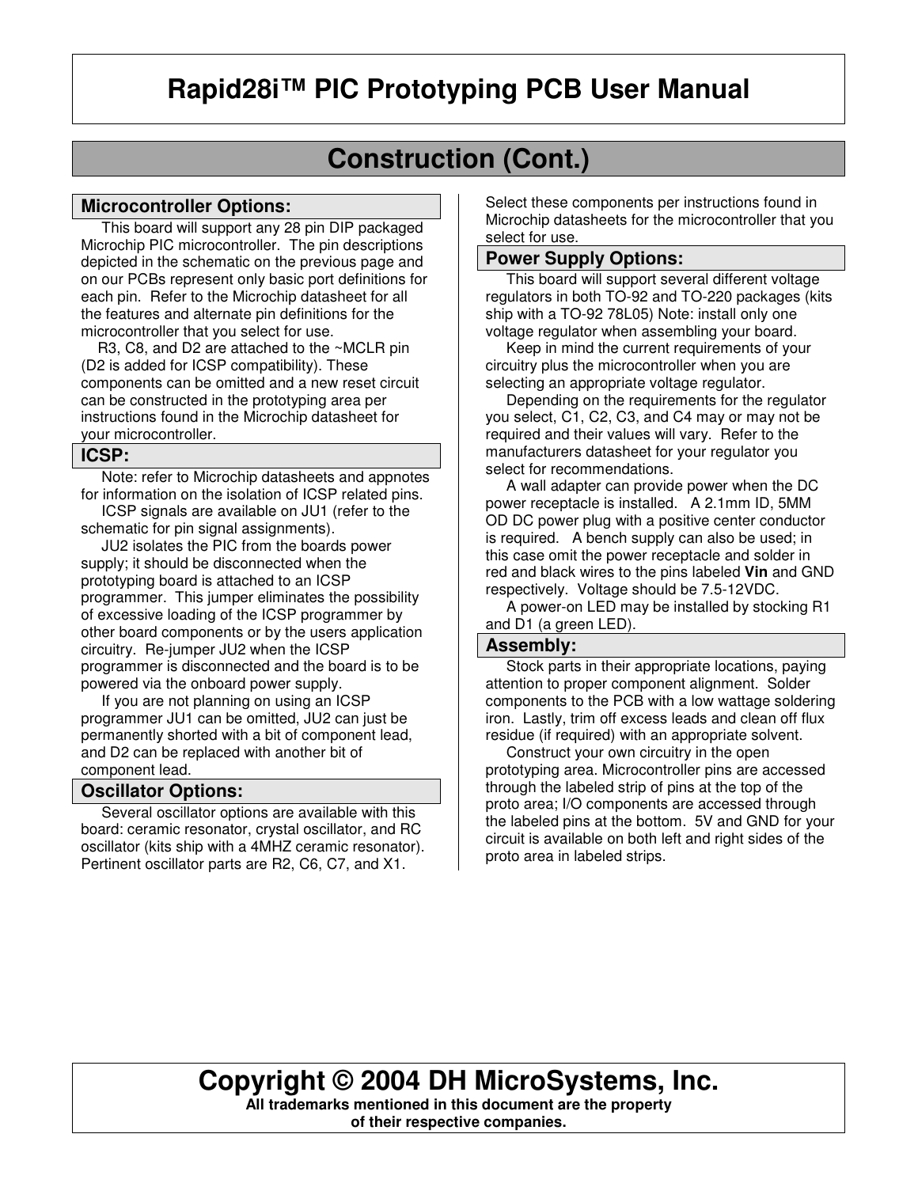# Rapid28i™ PIC Prototyping PCB User Manual

## Construction (Cont.)

### Microcontroller Options:

This board will support any 28 pin DIP packaged Microchip PIC microcontroller. The pin descriptions depicted in the schematic on the previous page and on our PCBs represent only basic port definitions for each pin. Refer to the Microchip datasheet for all the features and alternate pin definitions for the microcontroller that you select for use.

R3, C8, and D2 are attached to the ~MCLR pin (D2 is added for ICSP compatibility). These components can be omitted and a new reset circuit can be constructed in the prototyping area per instructions found in the Microchip datasheet for your microcontroller.

### ICSP:

Note: refer to Microchip datasheets and appnotes for information on the isolation of ICSP related pins.

ICSP signals are available on JU1 (refer to the schematic for pin signal assignments).

JU2 isolates the PIC from the boards power supply; it should be disconnected when the prototyping board is attached to an ICSP programmer. This jumper eliminates the possibility of excessive loading of the ICSP programmer by other board components or by the users application circuitry. Re-jumper JU2 when the ICSP programmer is disconnected and the board is to be powered via the onboard power supply.

If you are not planning on using an ICSP programmer JU1 can be omitted, JU2 can just be permanently shorted with a bit of component lead, and D2 can be replaced with another bit of component lead.

### Oscillator Options:

Several oscillator options are available with this board: ceramic resonator, crystal oscillator, and RC oscillator (kits ship with a 4MHZ ceramic resonator). Pertinent oscillator parts are R2, C6, C7, and X1. Select these components per instructions found in Microchip datasheets for the microcontroller that you select for use.

### Power Supply Options:

This board will support several different voltage regulators in both TO-92 and TO-220 packages (kits ship with a TO-92 78L05) Note: install only one voltage regulator when assembling your board.

Keep in mind the current requirements of your circuitry plus the microcontroller when you are selecting an appropriate voltage regulator.

Depending on the requirements for the regulator you select, C1, C2, C3, and C4 may or may not be required and their values will vary. Refer to the manufacturers datasheet for your regulator you select for recommendations.

A wall adapter can provide power when the DC power receptacle is installed. A 2.1mm ID, 5MM OD DC power plug with a positive center conductor is required. A bench supply can also be used; in this case omit the power receptacle and solder in red and black wires to the pins labeled **Vin** and GND respectively. Voltage should be 7.5-12VDC.

A power-on LED may be installed by stocking R1 and D1 (a green LED).

### Assembly:

Stock parts in their appropriate locations, paying attention to proper component alignment. Solder components to the PCB with a low wattage soldering iron. Lastly, trim off excess leads and clean off flux residue (if required) with an appropriate solvent.

Construct your own circuitry in the open prototyping area. Microcontroller pins are accessed through the labeled strip of pins at the top of the proto area; I/O components are accessed through the labeled pins at the bottom. 5V and GND for your circuit is available on both left and right sides of the proto area in labeled strips.

**Copyright © 2004 DH MicroSystems, Inc.**

**All trademarks mentioned in this document are the property of their respective companies.**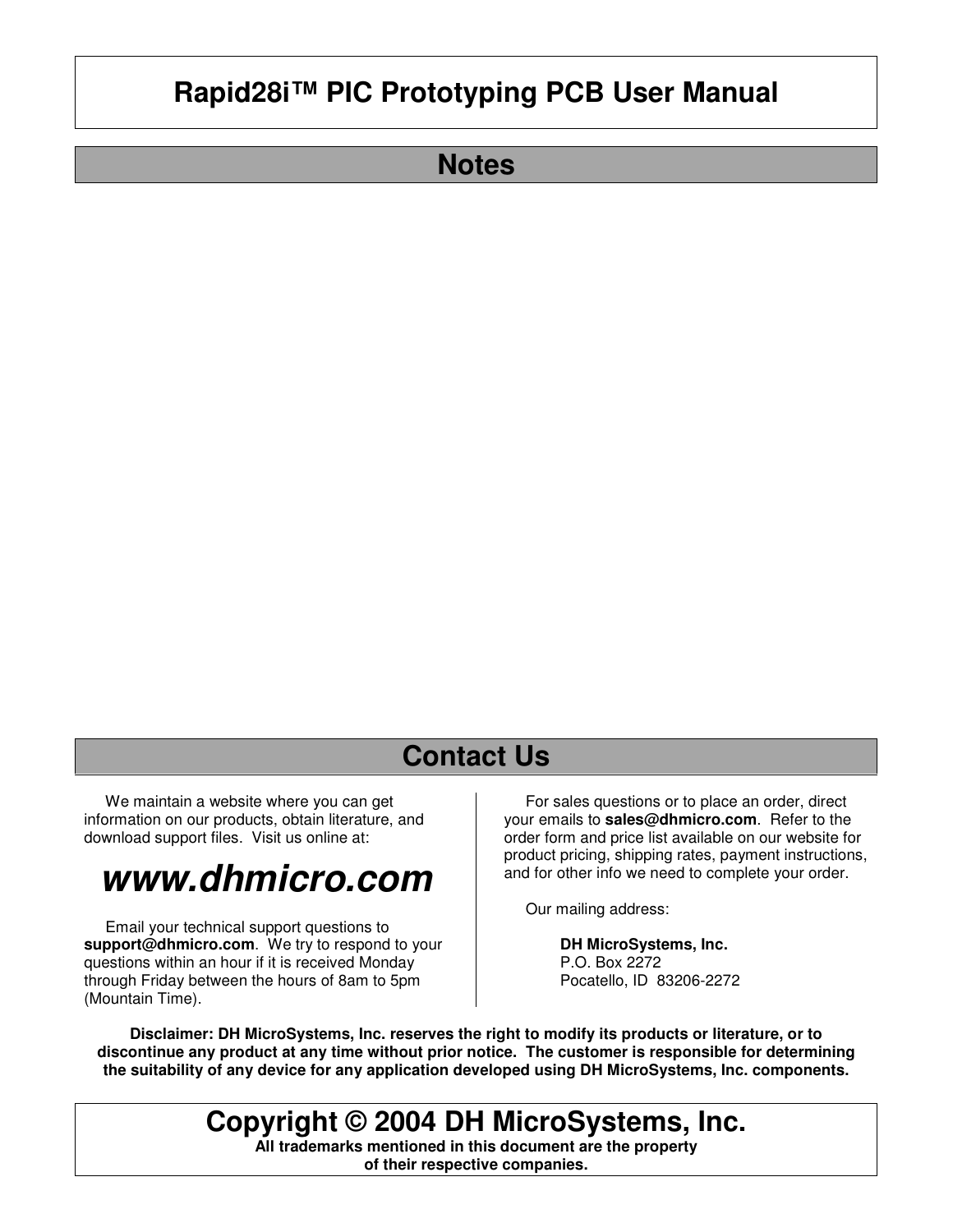# Rapid28i™ PIC Prototyping PCB User Manual

## Notes

## Contact Us

We maintain a website where you can get information on our products, obtain literature, and download support files. Visit us online at:

***www.dhmicro.com***

Email your technical support questions to **support@dhmicro.com**. We try to respond to your questions within an hour if it is received Monday through Friday between the hours of 8am to 5pm (Mountain Time).

For sales questions or to place an order, direct your emails to **sales@dhmicro.com**. Refer to the order form and price list available on our website for product pricing, shipping rates, payment instructions, and for other info we need to complete your order.

Our mailing address:

**DH MicroSystems, Inc.**
P.O. Box 2272
Pocatello, ID 83206-2272

**Disclaimer: DH MicroSystems, Inc. reserves the right to modify its products or literature, or to discontinue any product at any time without prior notice. The customer is responsible for determining the suitability of any device for any application developed using DH MicroSystems, Inc. components.**

## Copyright © 2004 DH MicroSystems, Inc.

**All trademarks mentioned in this document are the property of their respective companies.**